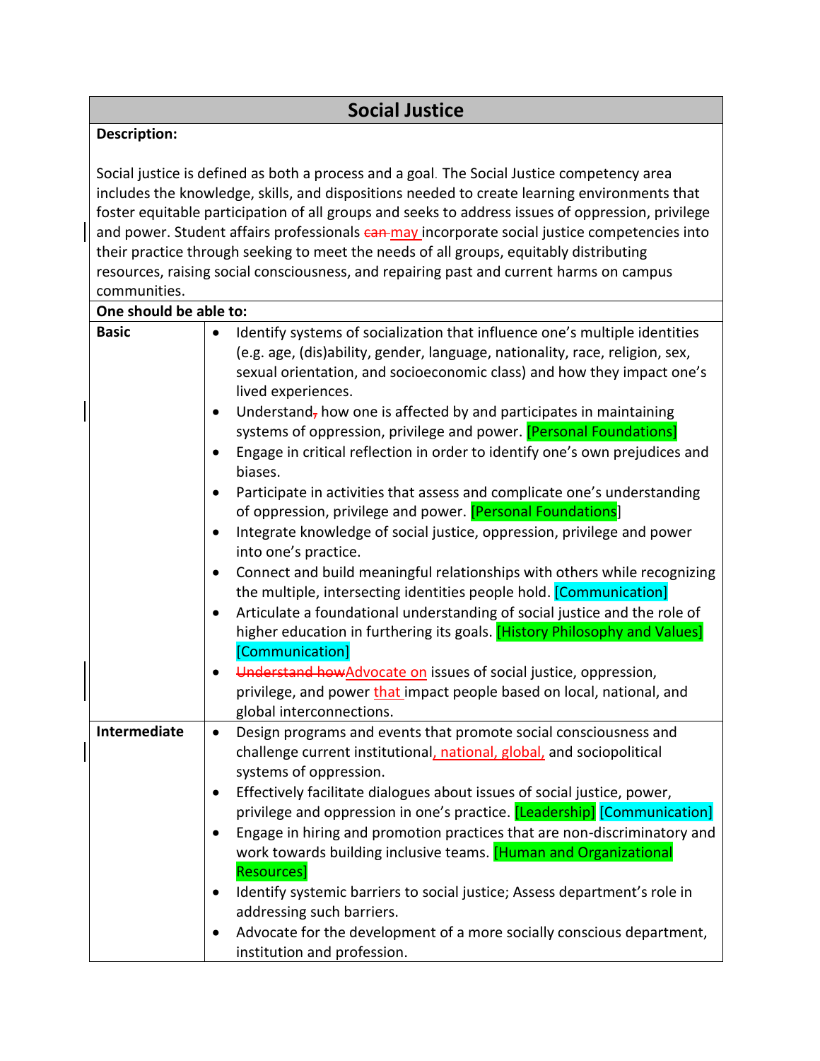## Social Justice

**Description:**

Social justice is defined as both a process and a goal. The Social Justice competency area includes the knowledge, skills, and dispositions needed to create learning environments that foster equitable participation of all groups and seeks to address issues of oppression, privilege and power. Student affairs professionals ~~can~~ may incorporate social justice competencies into their practice through seeking to meet the needs of all groups, equitably distributing resources, raising social consciousness, and repairing past and current harms on campus communities.

**One should be able to:**

| Level | Competencies |
|---|---|
| **Basic** | • Identify systems of socialization that influence one's multiple identities (e.g. age, (dis)ability, gender, language, nationality, race, religion, sex, sexual orientation, and socioeconomic class) and how they impact one's lived experiences.<br>• Understand~~,~~ how one is affected by and participates in maintaining systems of oppression, privilege and power. [Personal Foundations]<br>• Engage in critical reflection in order to identify one's own prejudices and biases.<br>• Participate in activities that assess and complicate one's understanding of oppression, privilege and power. [Personal Foundations]<br>• Integrate knowledge of social justice, oppression, privilege and power into one's practice.<br>• Connect and build meaningful relationships with others while recognizing the multiple, intersecting identities people hold. [Communication]<br>• Articulate a foundational understanding of social justice and the role of higher education in furthering its goals. [History Philosophy and Values] [Communication]<br>• ~~Understand how~~Advocate on issues of social justice, oppression, privilege, and power that impact people based on local, national, and global interconnections. |
| **Intermediate** | • Design programs and events that promote social consciousness and challenge current institutional, national, global, and sociopolitical systems of oppression.<br>• Effectively facilitate dialogues about issues of social justice, power, privilege and oppression in one's practice. [Leadership] [Communication]<br>• Engage in hiring and promotion practices that are non-discriminatory and work towards building inclusive teams. [Human and Organizational Resources]<br>• Identify systemic barriers to social justice; Assess department's role in addressing such barriers.<br>• Advocate for the development of a more socially conscious department, institution and profession. |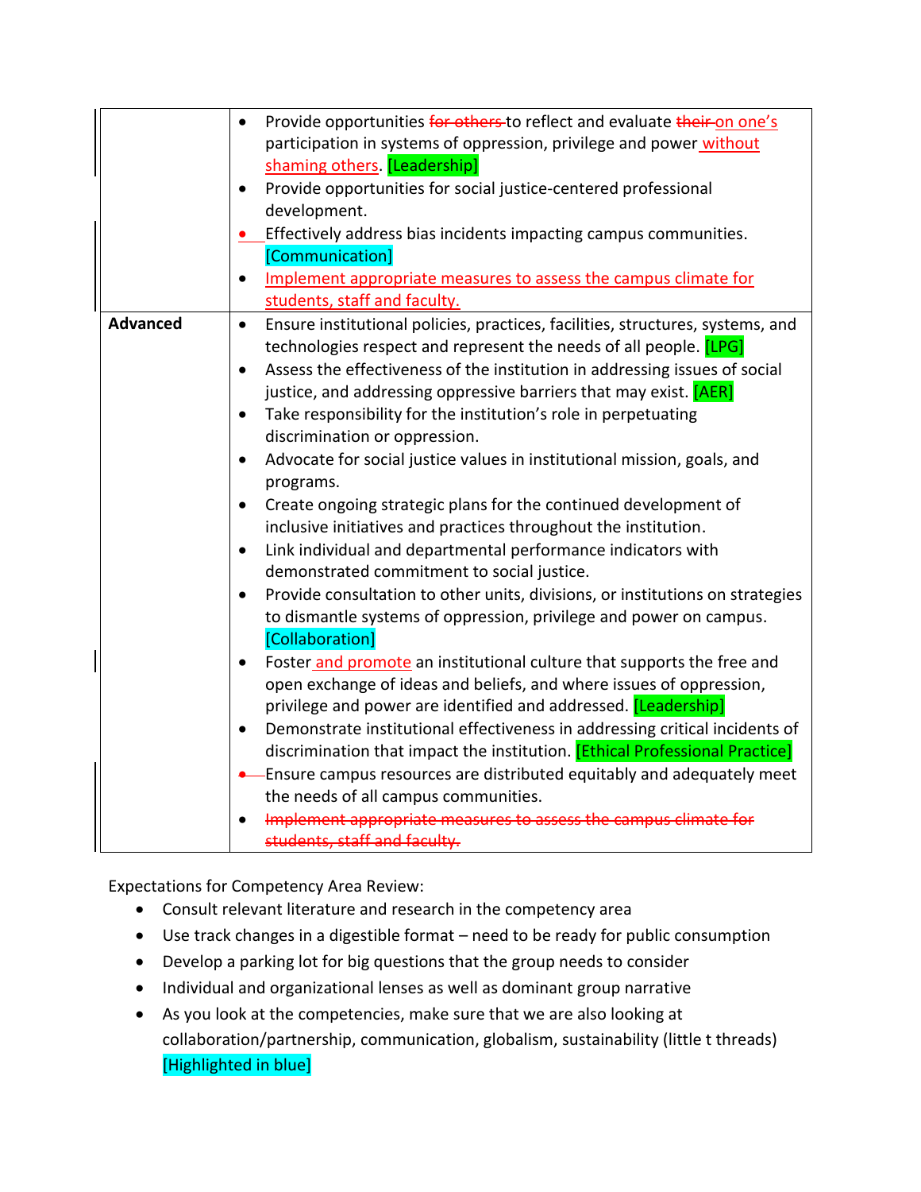| | |
|---|---|
| | • Provide opportunities ~~for others~~ to reflect and evaluate ~~their~~ on one's participation in systems of oppression, privilege and power without shaming others. [Leadership]<br>• Provide opportunities for social justice-centered professional development.<br>• Effectively address bias incidents impacting campus communities. [Communication]<br>• Implement appropriate measures to assess the campus climate for students, staff and faculty. |
| **Advanced** | • Ensure institutional policies, practices, facilities, structures, systems, and technologies respect and represent the needs of all people. [LPG]<br>• Assess the effectiveness of the institution in addressing issues of social justice, and addressing oppressive barriers that may exist. [AER]<br>• Take responsibility for the institution's role in perpetuating discrimination or oppression.<br>• Advocate for social justice values in institutional mission, goals, and programs.<br>• Create ongoing strategic plans for the continued development of inclusive initiatives and practices throughout the institution.<br>• Link individual and departmental performance indicators with demonstrated commitment to social justice.<br>• Provide consultation to other units, divisions, or institutions on strategies to dismantle systems of oppression, privilege and power on campus. [Collaboration]<br>• Foster and promote an institutional culture that supports the free and open exchange of ideas and beliefs, and where issues of oppression, privilege and power are identified and addressed. [Leadership]<br>• Demonstrate institutional effectiveness in addressing critical incidents of discrimination that impact the institution. [Ethical Professional Practice]<br>• Ensure campus resources are distributed equitably and adequately meet the needs of all campus communities.<br>• ~~Implement appropriate measures to assess the campus climate for students, staff and faculty.~~ |

Expectations for Competency Area Review:

- Consult relevant literature and research in the competency area
- Use track changes in a digestible format – need to be ready for public consumption
- Develop a parking lot for big questions that the group needs to consider
- Individual and organizational lenses as well as dominant group narrative
- As you look at the competencies, make sure that we are also looking at collaboration/partnership, communication, globalism, sustainability (little t threads) [Highlighted in blue]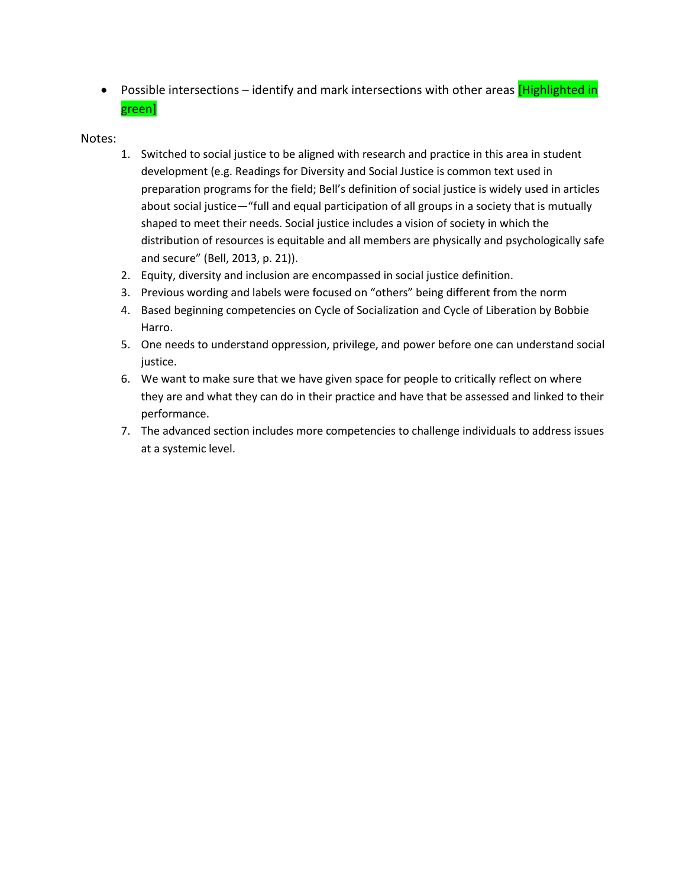- Possible intersections – identify and mark intersections with other areas [Highlighted in green]

Notes:

1. Switched to social justice to be aligned with research and practice in this area in student development (e.g. Readings for Diversity and Social Justice is common text used in preparation programs for the field; Bell's definition of social justice is widely used in articles about social justice—"full and equal participation of all groups in a society that is mutually shaped to meet their needs. Social justice includes a vision of society in which the distribution of resources is equitable and all members are physically and psychologically safe and secure" (Bell, 2013, p. 21)).
2. Equity, diversity and inclusion are encompassed in social justice definition.
3. Previous wording and labels were focused on "others" being different from the norm
4. Based beginning competencies on Cycle of Socialization and Cycle of Liberation by Bobbie Harro.
5. One needs to understand oppression, privilege, and power before one can understand social justice.
6. We want to make sure that we have given space for people to critically reflect on where they are and what they can do in their practice and have that be assessed and linked to their performance.
7. The advanced section includes more competencies to challenge individuals to address issues at a systemic level.